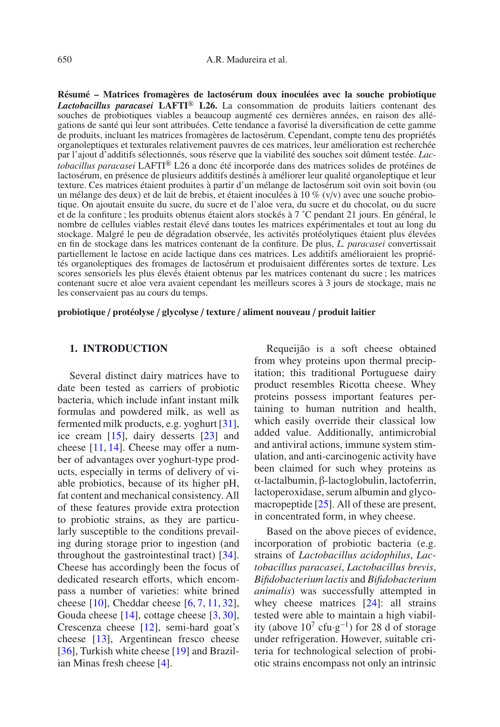**Résumé – Matrices fromagères de lactosérum doux inoculées avec la souche probiotique *Lactobacillus paracasei* LAFTI® L26.** La consommation de produits laitiers contenant des souches de probiotiques viables a beaucoup augmenté ces dernières années, en raison des allégations de santé qui leur sont attribuées. Cette tendance a favorisé la diversification de cette gamme de produits, incluant les matrices fromagères de lactosérum. Cependant, compte tenu des propriétés organoleptiques et texturales relativement pauvres de ces matrices, leur amélioration est recherchée par l'ajout d'additifs sélectionnés, sous réserve que la viabilité des souches soit dûment testée. *Lactobacillus paracasei* LAFTI® L26 a donc été incorporée dans des matrices solides de protéines de lactosérum, en présence de plusieurs additifs destinés à améliorer leur qualité organoleptique et leur texture. Ces matrices étaient produites à partir d'un mélange de lactosérum soit ovin soit bovin (ou un mélange des deux) et de lait de brebis, et étaient inoculées à 10 % (v/v) avec une souche probiotique. On ajoutait ensuite du sucre, du sucre et de l'aloe vera, du sucre et du chocolat, ou du sucre et de la confiture ; les produits obtenus étaient alors stockés à 7 ˚C pendant 21 jours. En général, le nombre de cellules viables restait élevé dans toutes les matrices expérimentales et tout au long du stockage. Malgré le peu de dégradation observée, les activités protéolytiques étaient plus élevées en fin de stockage dans les matrices contenant de la confiture. De plus, *L. paracasei* convertissait partiellement le lactose en acide lactique dans ces matrices. Les additifs amélioraient les propriétés organoleptiques des fromages de lactosérum et produisaient différentes sortes de texture. Les scores sensoriels les plus élevés étaient obtenus par les matrices contenant du sucre ; les matrices contenant sucre et aloe vera avaient cependant les meilleurs scores à 3 jours de stockage, mais ne les conservaient pas au cours du temps.

**probiotique / protéolyse / glycolyse / texture / aliment nouveau / produit laitier**

## 1. INTRODUCTION

Several distinct dairy matrices have to date been tested as carriers of probiotic bacteria, which include infant instant milk formulas and powdered milk, as well as fermented milk products, e.g. yoghurt [31], ice cream [15], dairy desserts [23] and cheese [11, 14]. Cheese may offer a number of advantages over yoghurt-type products, especially in terms of delivery of viable probiotics, because of its higher pH, fat content and mechanical consistency. All of these features provide extra protection to probiotic strains, as they are particularly susceptible to the conditions prevailing during storage prior to ingestion (and throughout the gastrointestinal tract) [34]. Cheese has accordingly been the focus of dedicated research efforts, which encompass a number of varieties: white brined cheese [10], Cheddar cheese [6, 7, 11, 32], Gouda cheese [14], cottage cheese [3, 30], Crescenza cheese [12], semi-hard goat's cheese [13], Argentinean fresco cheese [36], Turkish white cheese [19] and Brazilian Minas fresh cheese [4].

Requeijão is a soft cheese obtained from whey proteins upon thermal precipitation; this traditional Portuguese dairy product resembles Ricotta cheese. Whey proteins possess important features pertaining to human nutrition and health, which easily override their classical low added value. Additionally, antimicrobial and antiviral actions, immune system stimulation, and anti-carcinogenic activity have been claimed for such whey proteins as α-lactalbumin, β-lactoglobulin, lactoferrin, lactoperoxidase, serum albumin and glycomacropeptide [25]. All of these are present, in concentrated form, in whey cheese.

Based on the above pieces of evidence, incorporation of probiotic bacteria (e.g. strains of *Lactobacillus acidophilus*, *Lactobacillus paracasei*, *Lactobacillus brevis*, *Bifidobacterium lactis* and *Bifidobacterium animalis*) was successfully attempted in whey cheese matrices [24]: all strains tested were able to maintain a high viability (above $10^7$ cfu·g$^{-1}$) for 28 d of storage under refrigeration. However, suitable criteria for technological selection of probiotic strains encompass not only an intrinsic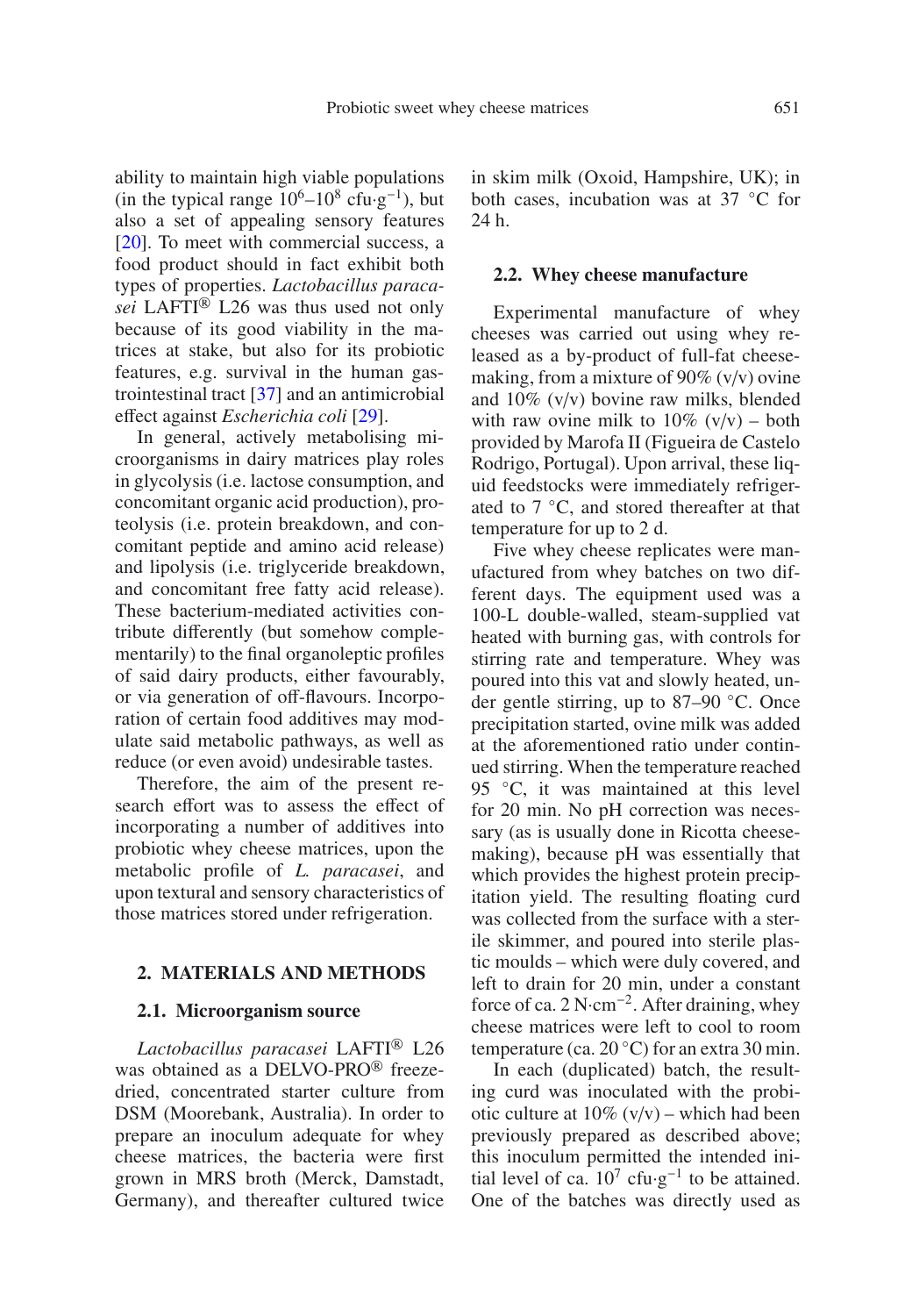ability to maintain high viable populations (in the typical range $10^6$–$10^8$ cfu·g$^{-1}$), but also a set of appealing sensory features [20]. To meet with commercial success, a food product should in fact exhibit both types of properties. *Lactobacillus paracasei* LAFTI® L26 was thus used not only because of its good viability in the matrices at stake, but also for its probiotic features, e.g. survival in the human gastrointestinal tract [37] and an antimicrobial effect against *Escherichia coli* [29].

In general, actively metabolising microorganisms in dairy matrices play roles in glycolysis (i.e. lactose consumption, and concomitant organic acid production), proteolysis (i.e. protein breakdown, and concomitant peptide and amino acid release) and lipolysis (i.e. triglyceride breakdown, and concomitant free fatty acid release). These bacterium-mediated activities contribute differently (but somehow complementarily) to the final organoleptic profiles of said dairy products, either favourably, or via generation of off-flavours. Incorporation of certain food additives may modulate said metabolic pathways, as well as reduce (or even avoid) undesirable tastes.

Therefore, the aim of the present research effort was to assess the effect of incorporating a number of additives into probiotic whey cheese matrices, upon the metabolic profile of *L. paracasei*, and upon textural and sensory characteristics of those matrices stored under refrigeration.

## 2. MATERIALS AND METHODS

### 2.1. Microorganism source

*Lactobacillus paracasei* LAFTI® L26 was obtained as a DELVO-PRO® freeze-dried, concentrated starter culture from DSM (Moorebank, Australia). In order to prepare an inoculum adequate for whey cheese matrices, the bacteria were first grown in MRS broth (Merck, Damstadt, Germany), and thereafter cultured twice in skim milk (Oxoid, Hampshire, UK); in both cases, incubation was at 37 °C for 24 h.

### 2.2. Whey cheese manufacture

Experimental manufacture of whey cheeses was carried out using whey released as a by-product of full-fat cheesemaking, from a mixture of 90% (v/v) ovine and 10% (v/v) bovine raw milks, blended with raw ovine milk to 10% (v/v) – both provided by Marofa II (Figueira de Castelo Rodrigo, Portugal). Upon arrival, these liquid feedstocks were immediately refrigerated to 7 °C, and stored thereafter at that temperature for up to 2 d.

Five whey cheese replicates were manufactured from whey batches on two different days. The equipment used was a 100-L double-walled, steam-supplied vat heated with burning gas, with controls for stirring rate and temperature. Whey was poured into this vat and slowly heated, under gentle stirring, up to 87–90 °C. Once precipitation started, ovine milk was added at the aforementioned ratio under continued stirring. When the temperature reached 95 °C, it was maintained at this level for 20 min. No pH correction was necessary (as is usually done in Ricotta cheesemaking), because pH was essentially that which provides the highest protein precipitation yield. The resulting floating curd was collected from the surface with a sterile skimmer, and poured into sterile plastic moulds – which were duly covered, and left to drain for 20 min, under a constant force of ca. 2 N·cm$^{-2}$. After draining, whey cheese matrices were left to cool to room temperature (ca. 20 °C) for an extra 30 min.

In each (duplicated) batch, the resulting curd was inoculated with the probiotic culture at 10% (v/v) – which had been previously prepared as described above; this inoculum permitted the intended initial level of ca. $10^7$ cfu·g$^{-1}$ to be attained. One of the batches was directly used as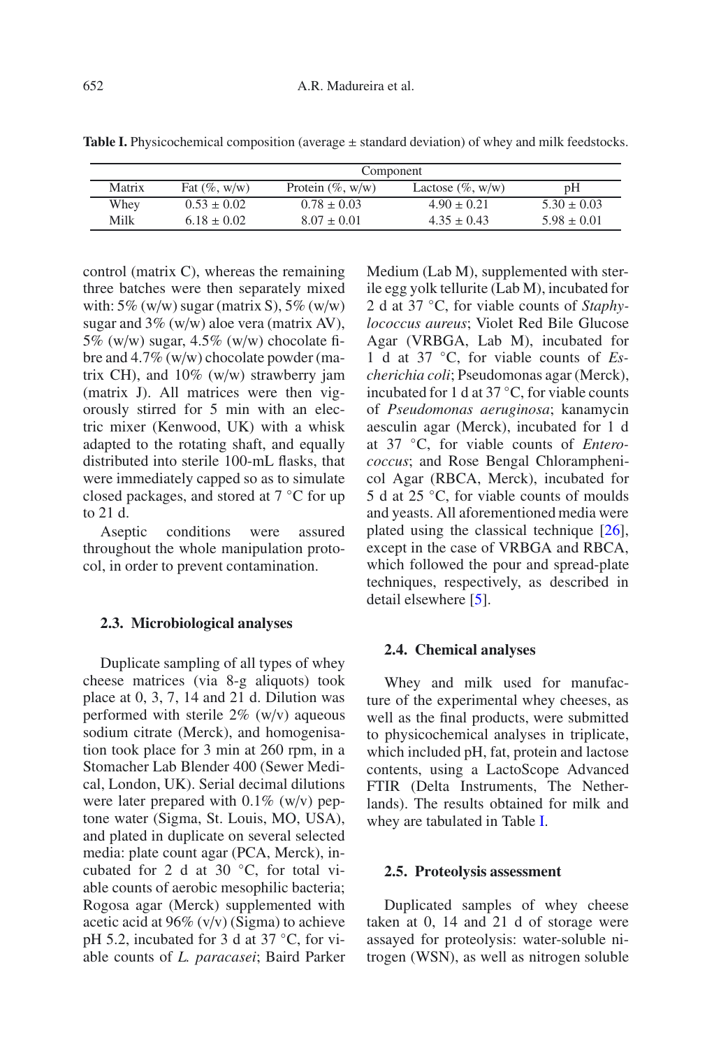**Table I.** Physicochemical composition (average ± standard deviation) of whey and milk feedstocks.

| Matrix | Component | | | |
|---|---|---|---|---|
| | Fat (%, w/w) | Protein (%, w/w) | Lactose (%, w/w) | pH |
| Whey | 0.53 ± 0.02 | 0.78 ± 0.03 | 4.90 ± 0.21 | 5.30 ± 0.03 |
| Milk | 6.18 ± 0.02 | 8.07 ± 0.01 | 4.35 ± 0.43 | 5.98 ± 0.01 |

control (matrix C), whereas the remaining three batches were then separately mixed with: 5% (w/w) sugar (matrix S), 5% (w/w) sugar and 3% (w/w) aloe vera (matrix AV), 5% (w/w) sugar, 4.5% (w/w) chocolate fibre and 4.7% (w/w) chocolate powder (matrix CH), and 10% (w/w) strawberry jam (matrix J). All matrices were then vigorously stirred for 5 min with an electric mixer (Kenwood, UK) with a whisk adapted to the rotating shaft, and equally distributed into sterile 100-mL flasks, that were immediately capped so as to simulate closed packages, and stored at 7 °C for up to 21 d.

Aseptic conditions were assured throughout the whole manipulation protocol, in order to prevent contamination.

### 2.3. Microbiological analyses

Duplicate sampling of all types of whey cheese matrices (via 8-g aliquots) took place at 0, 3, 7, 14 and 21 d. Dilution was performed with sterile 2% (w/v) aqueous sodium citrate (Merck), and homogenisation took place for 3 min at 260 rpm, in a Stomacher Lab Blender 400 (Sewer Medical, London, UK). Serial decimal dilutions were later prepared with 0.1% (w/v) peptone water (Sigma, St. Louis, MO, USA), and plated in duplicate on several selected media: plate count agar (PCA, Merck), incubated for 2 d at 30 °C, for total viable counts of aerobic mesophilic bacteria; Rogosa agar (Merck) supplemented with acetic acid at 96% (v/v) (Sigma) to achieve pH 5.2, incubated for 3 d at 37 °C, for viable counts of *L. paracasei*; Baird Parker Medium (Lab M), supplemented with sterile egg yolk tellurite (Lab M), incubated for 2 d at 37 °C, for viable counts of *Staphylococcus aureus*; Violet Red Bile Glucose Agar (VRBGA, Lab M), incubated for 1 d at 37 °C, for viable counts of *Escherichia coli*; Pseudomonas agar (Merck), incubated for 1 d at 37 °C, for viable counts of *Pseudomonas aeruginosa*; kanamycin aesculin agar (Merck), incubated for 1 d at 37 °C, for viable counts of *Enterococcus*; and Rose Bengal Chloramphenicol Agar (RBCA, Merck), incubated for 5 d at 25 °C, for viable counts of moulds and yeasts. All aforementioned media were plated using the classical technique [26], except in the case of VRBGA and RBCA, which followed the pour and spread-plate techniques, respectively, as described in detail elsewhere [5].

### 2.4. Chemical analyses

Whey and milk used for manufacture of the experimental whey cheeses, as well as the final products, were submitted to physicochemical analyses in triplicate, which included pH, fat, protein and lactose contents, using a LactoScope Advanced FTIR (Delta Instruments, The Netherlands). The results obtained for milk and whey are tabulated in Table I.

### 2.5. Proteolysis assessment

Duplicated samples of whey cheese taken at 0, 14 and 21 d of storage were assayed for proteolysis: water-soluble nitrogen (WSN), as well as nitrogen soluble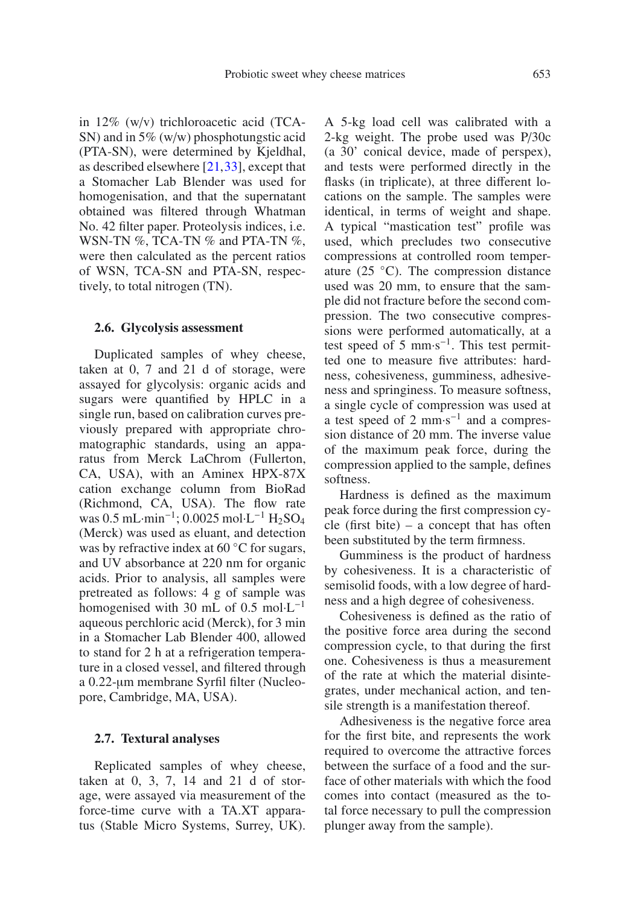in 12% (w/v) trichloroacetic acid (TCA-SN) and in 5% (w/w) phosphotungstic acid (PTA-SN), were determined by Kjeldhal, as described elsewhere [21,33], except that a Stomacher Lab Blender was used for homogenisation, and that the supernatant obtained was filtered through Whatman No. 42 filter paper. Proteolysis indices, i.e. WSN-TN %, TCA-TN % and PTA-TN %, were then calculated as the percent ratios of WSN, TCA-SN and PTA-SN, respectively, to total nitrogen (TN).

### 2.6. Glycolysis assessment

Duplicated samples of whey cheese, taken at 0, 7 and 21 d of storage, were assayed for glycolysis: organic acids and sugars were quantified by HPLC in a single run, based on calibration curves previously prepared with appropriate chromatographic standards, using an apparatus from Merck LaChrom (Fullerton, CA, USA), with an Aminex HPX-87X cation exchange column from BioRad (Richmond, CA, USA). The flow rate was 0.5 mL·min$^{-1}$; 0.0025 mol·L$^{-1}$ $H_2SO_4$ (Merck) was used as eluant, and detection was by refractive index at 60 °C for sugars, and UV absorbance at 220 nm for organic acids. Prior to analysis, all samples were pretreated as follows: 4 g of sample was homogenised with 30 mL of 0.5 mol·L$^{-1}$ aqueous perchloric acid (Merck), for 3 min in a Stomacher Lab Blender 400, allowed to stand for 2 h at a refrigeration temperature in a closed vessel, and filtered through a 0.22-µm membrane Syrfil filter (Nucleopore, Cambridge, MA, USA).

### 2.7. Textural analyses

Replicated samples of whey cheese, taken at 0, 3, 7, 14 and 21 d of storage, were assayed via measurement of the force-time curve with a TA.XT apparatus (Stable Micro Systems, Surrey, UK). A 5-kg load cell was calibrated with a 2-kg weight. The probe used was P/30c (a 30' conical device, made of perspex), and tests were performed directly in the flasks (in triplicate), at three different locations on the sample. The samples were identical, in terms of weight and shape. A typical "mastication test" profile was used, which precludes two consecutive compressions at controlled room temperature (25 °C). The compression distance used was 20 mm, to ensure that the sample did not fracture before the second compression. The two consecutive compressions were performed automatically, at a test speed of 5 mm·s$^{-1}$. This test permitted one to measure five attributes: hardness, cohesiveness, gumminess, adhesiveness and springiness. To measure softness, a single cycle of compression was used at a test speed of 2 mm·s$^{-1}$ and a compression distance of 20 mm. The inverse value of the maximum peak force, during the compression applied to the sample, defines softness.

Hardness is defined as the maximum peak force during the first compression cycle (first bite) – a concept that has often been substituted by the term firmness.

Gumminess is the product of hardness by cohesiveness. It is a characteristic of semisolid foods, with a low degree of hardness and a high degree of cohesiveness.

Cohesiveness is defined as the ratio of the positive force area during the second compression cycle, to that during the first one. Cohesiveness is thus a measurement of the rate at which the material disintegrates, under mechanical action, and tensile strength is a manifestation thereof.

Adhesiveness is the negative force area for the first bite, and represents the work required to overcome the attractive forces between the surface of a food and the surface of other materials with which the food comes into contact (measured as the total force necessary to pull the compression plunger away from the sample).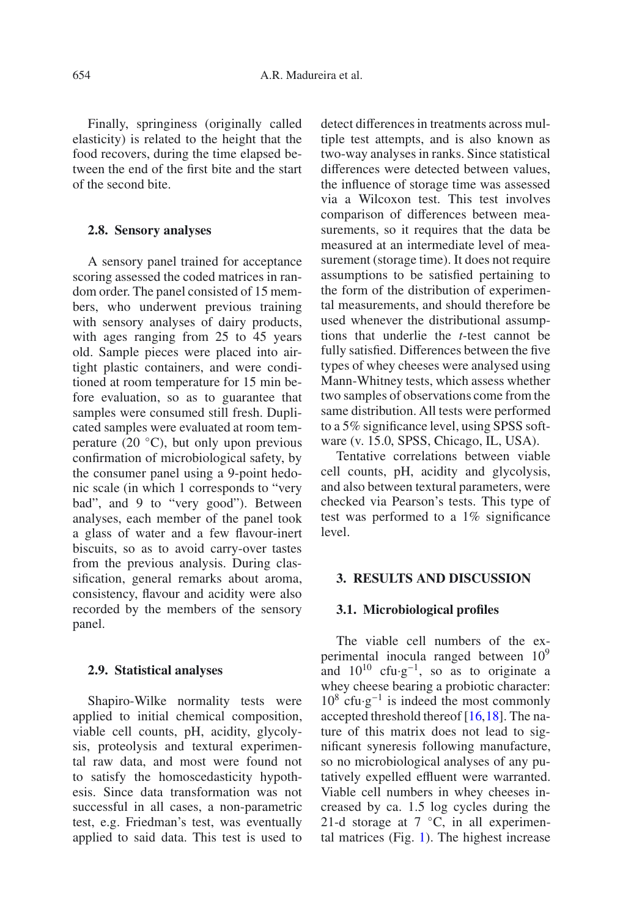Finally, springiness (originally called elasticity) is related to the height that the food recovers, during the time elapsed between the end of the first bite and the start of the second bite.

### 2.8. Sensory analyses

A sensory panel trained for acceptance scoring assessed the coded matrices in random order. The panel consisted of 15 members, who underwent previous training with sensory analyses of dairy products, with ages ranging from 25 to 45 years old. Sample pieces were placed into airtight plastic containers, and were conditioned at room temperature for 15 min before evaluation, so as to guarantee that samples were consumed still fresh. Duplicated samples were evaluated at room temperature (20 °C), but only upon previous confirmation of microbiological safety, by the consumer panel using a 9-point hedonic scale (in which 1 corresponds to "very bad", and 9 to "very good"). Between analyses, each member of the panel took a glass of water and a few flavour-inert biscuits, so as to avoid carry-over tastes from the previous analysis. During classification, general remarks about aroma, consistency, flavour and acidity were also recorded by the members of the sensory panel.

### 2.9. Statistical analyses

Shapiro-Wilke normality tests were applied to initial chemical composition, viable cell counts, pH, acidity, glycolysis, proteolysis and textural experimental raw data, and most were found not to satisfy the homoscedasticity hypothesis. Since data transformation was not successful in all cases, a non-parametric test, e.g. Friedman's test, was eventually applied to said data. This test is used to detect differences in treatments across multiple test attempts, and is also known as two-way analyses in ranks. Since statistical differences were detected between values, the influence of storage time was assessed via a Wilcoxon test. This test involves comparison of differences between measurements, so it requires that the data be measured at an intermediate level of measurement (storage time). It does not require assumptions to be satisfied pertaining to the form of the distribution of experimental measurements, and should therefore be used whenever the distributional assumptions that underlie the *t*-test cannot be fully satisfied. Differences between the five types of whey cheeses were analysed using Mann-Whitney tests, which assess whether two samples of observations come from the same distribution. All tests were performed to a 5% significance level, using SPSS software (v. 15.0, SPSS, Chicago, IL, USA).

Tentative correlations between viable cell counts, pH, acidity and glycolysis, and also between textural parameters, were checked via Pearson's tests. This type of test was performed to a 1% significance level.

## 3. RESULTS AND DISCUSSION

### 3.1. Microbiological profiles

The viable cell numbers of the experimental inocula ranged between $10^9$ and $10^{10}$ $cfu \cdot g^{-1}$, so as to originate a whey cheese bearing a probiotic character: $10^8$ $cfu \cdot g^{-1}$ is indeed the most commonly accepted threshold thereof [16,18]. The nature of this matrix does not lead to significant syneresis following manufacture, so no microbiological analyses of any putatively expelled effluent were warranted. Viable cell numbers in whey cheeses increased by ca. 1.5 log cycles during the 21-d storage at 7 °C, in all experimental matrices (Fig. 1). The highest increase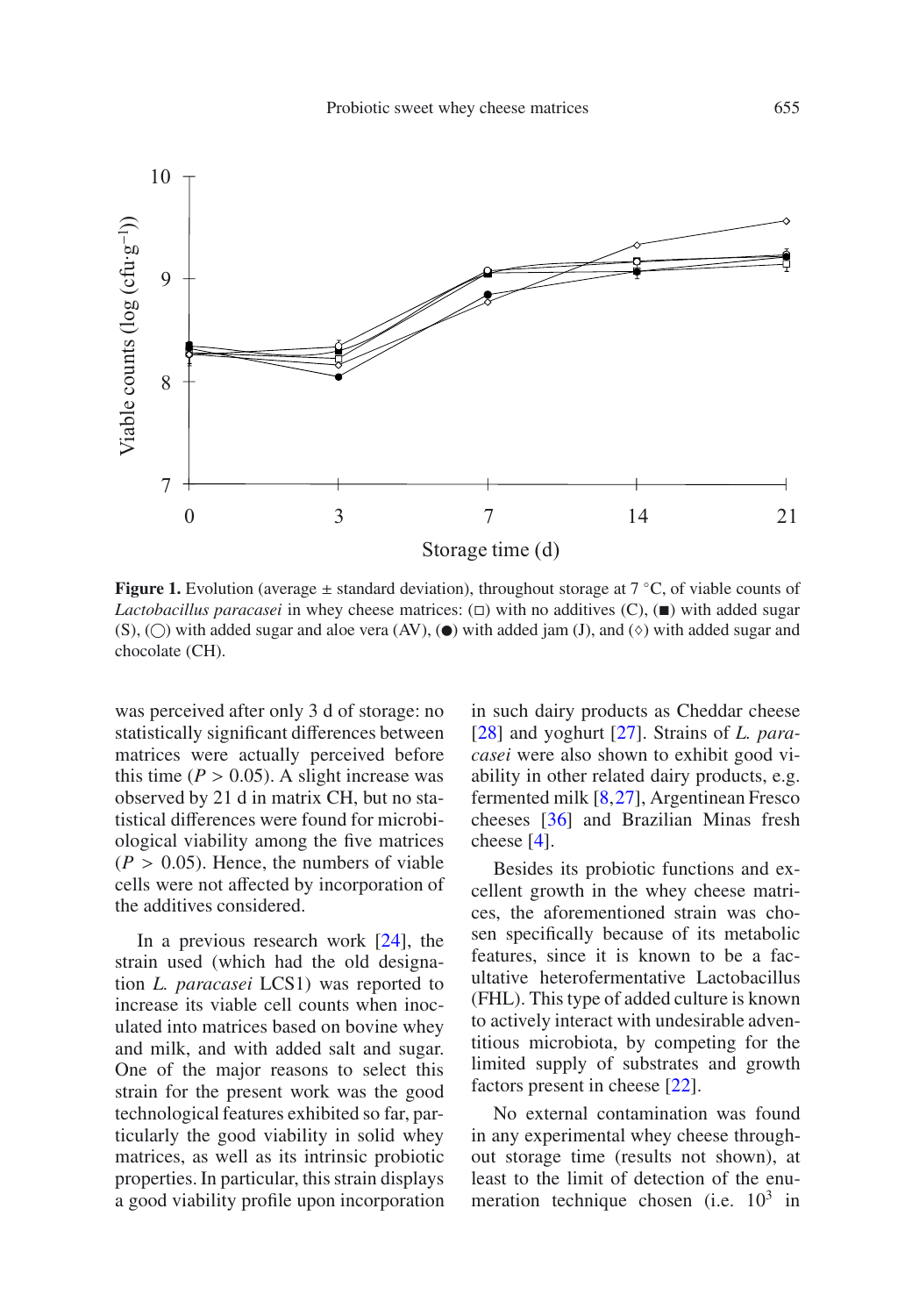**Figure 1.** Evolution (average ± standard deviation), throughout storage at 7 °C, of viable counts of *Lactobacillus paracasei* in whey cheese matrices: (□) with no additives (C), (■) with added sugar (S), (◯) with added sugar and aloe vera (AV), (●) with added jam (J), and (◇) with added sugar and chocolate (CH).

was perceived after only 3 d of storage: no statistically significant differences between matrices were actually perceived before this time ($P > 0.05$). A slight increase was observed by 21 d in matrix CH, but no statistical differences were found for microbiological viability among the five matrices ($P > 0.05$). Hence, the numbers of viable cells were not affected by incorporation of the additives considered.

In a previous research work [24], the strain used (which had the old designation *L. paracasei* LCS1) was reported to increase its viable cell counts when inoculated into matrices based on bovine whey and milk, and with added salt and sugar. One of the major reasons to select this strain for the present work was the good technological features exhibited so far, particularly the good viability in solid whey matrices, as well as its intrinsic probiotic properties. In particular, this strain displays a good viability profile upon incorporation in such dairy products as Cheddar cheese [28] and yoghurt [27]. Strains of *L. paracasei* were also shown to exhibit good viability in other related dairy products, e.g. fermented milk [8,27], Argentinean Fresco cheeses [36] and Brazilian Minas fresh cheese [4].

Besides its probiotic functions and excellent growth in the whey cheese matrices, the aforementioned strain was chosen specifically because of its metabolic features, since it is known to be a facultative heterofermentative Lactobacillus (FHL). This type of added culture is known to actively interact with undesirable adventitious microbiota, by competing for the limited supply of substrates and growth factors present in cheese [22].

No external contamination was found in any experimental whey cheese throughout storage time (results not shown), at least to the limit of detection of the enumeration technique chosen (i.e. $10^3$ in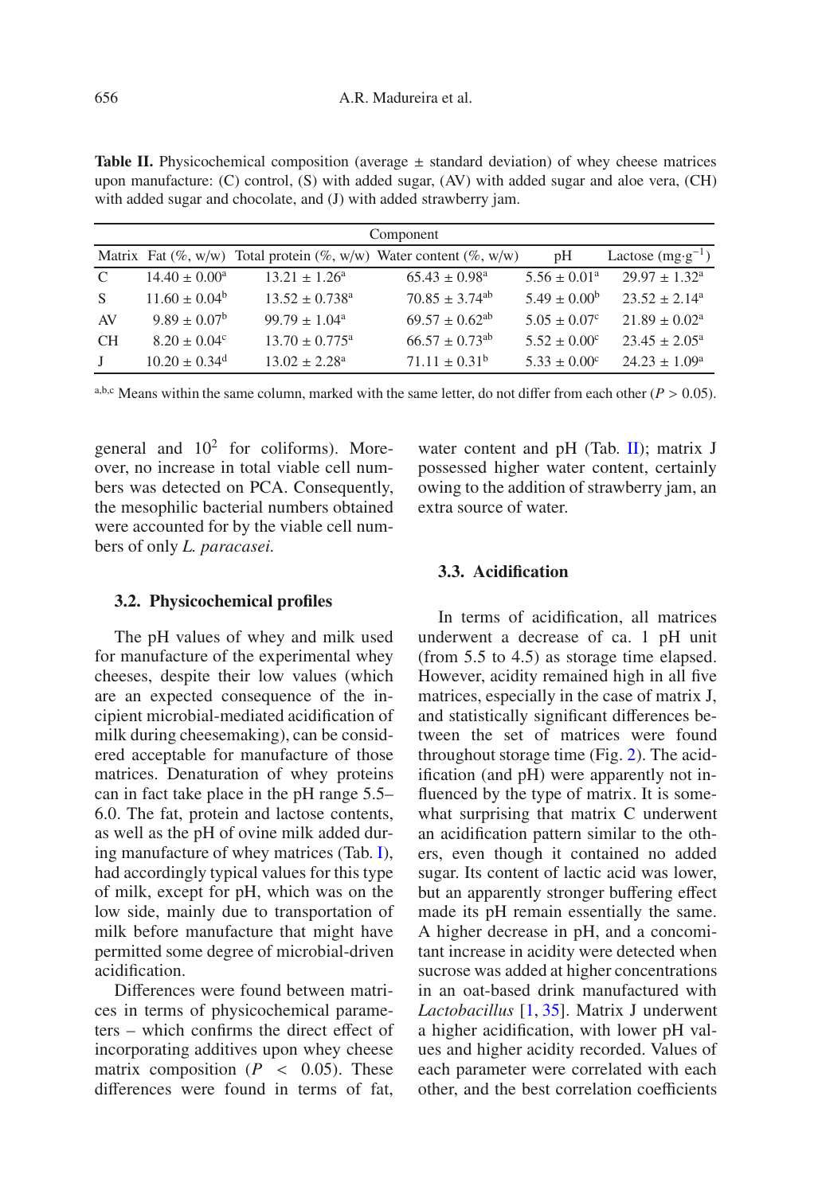**Table II.** Physicochemical composition (average ± standard deviation) of whey cheese matrices upon manufacture: (C) control, (S) with added sugar, (AV) with added sugar and aloe vera, (CH) with added sugar and chocolate, and (J) with added strawberry jam.

| | Component | | | | |
|---|---|---|---|---|---|
| Matrix | Fat (%, w/w) | Total protein (%, w/w) | Water content (%, w/w) | pH | Lactose ($mg \cdot g^{-1}$) |
| C | $14.40 \pm 0.00^{a}$ | $13.21 \pm 1.26^{a}$ | $65.43 \pm 0.98^{a}$ | $5.56 \pm 0.01^{a}$ | $29.97 \pm 1.32^{a}$ |
| S | $11.60 \pm 0.04^{b}$ | $13.52 \pm 0.738^{a}$ | $70.85 \pm 3.74^{ab}$ | $5.49 \pm 0.00^{b}$ | $23.52 \pm 2.14^{a}$ |
| AV | $9.89 \pm 0.07^{b}$ | $99.79 \pm 1.04^{a}$ | $69.57 \pm 0.62^{ab}$ | $5.05 \pm 0.07^{c}$ | $21.89 \pm 0.02^{a}$ |
| CH | $8.20 \pm 0.04^{c}$ | $13.70 \pm 0.775^{a}$ | $66.57 \pm 0.73^{ab}$ | $5.52 \pm 0.00^{c}$ | $23.45 \pm 2.05^{a}$ |
| J | $10.20 \pm 0.34^{d}$ | $13.02 \pm 2.28^{a}$ | $71.11 \pm 0.31^{b}$ | $5.33 \pm 0.00^{c}$ | $24.23 \pm 1.09^{a}$ |

a,b,c Means within the same column, marked with the same letter, do not differ from each other ($P > 0.05$).

general and $10^2$ for coliforms). Moreover, no increase in total viable cell numbers was detected on PCA. Consequently, the mesophilic bacterial numbers obtained were accounted for by the viable cell numbers of only *L. paracasei*.

### 3.2. Physicochemical profiles

The pH values of whey and milk used for manufacture of the experimental whey cheeses, despite their low values (which are an expected consequence of the incipient microbial-mediated acidification of milk during cheesemaking), can be considered acceptable for manufacture of those matrices. Denaturation of whey proteins can in fact take place in the pH range 5.5–6.0. The fat, protein and lactose contents, as well as the pH of ovine milk added during manufacture of whey matrices (Tab. I), had accordingly typical values for this type of milk, except for pH, which was on the low side, mainly due to transportation of milk before manufacture that might have permitted some degree of microbial-driven acidification.

Differences were found between matrices in terms of physicochemical parameters – which confirms the direct effect of incorporating additives upon whey cheese matrix composition ($P < 0.05$). These differences were found in terms of fat, water content and pH (Tab. II); matrix J possessed higher water content, certainly owing to the addition of strawberry jam, an extra source of water.

### 3.3. Acidification

In terms of acidification, all matrices underwent a decrease of ca. 1 pH unit (from 5.5 to 4.5) as storage time elapsed. However, acidity remained high in all five matrices, especially in the case of matrix J, and statistically significant differences between the set of matrices were found throughout storage time (Fig. 2). The acidification (and pH) were apparently not influenced by the type of matrix. It is somewhat surprising that matrix C underwent an acidification pattern similar to the others, even though it contained no added sugar. Its content of lactic acid was lower, but an apparently stronger buffering effect made its pH remain essentially the same. A higher decrease in pH, and a concomitant increase in acidity were detected when sucrose was added at higher concentrations in an oat-based drink manufactured with *Lactobacillus* [1, 35]. Matrix J underwent a higher acidification, with lower pH values and higher acidity recorded. Values of each parameter were correlated with each other, and the best correlation coefficients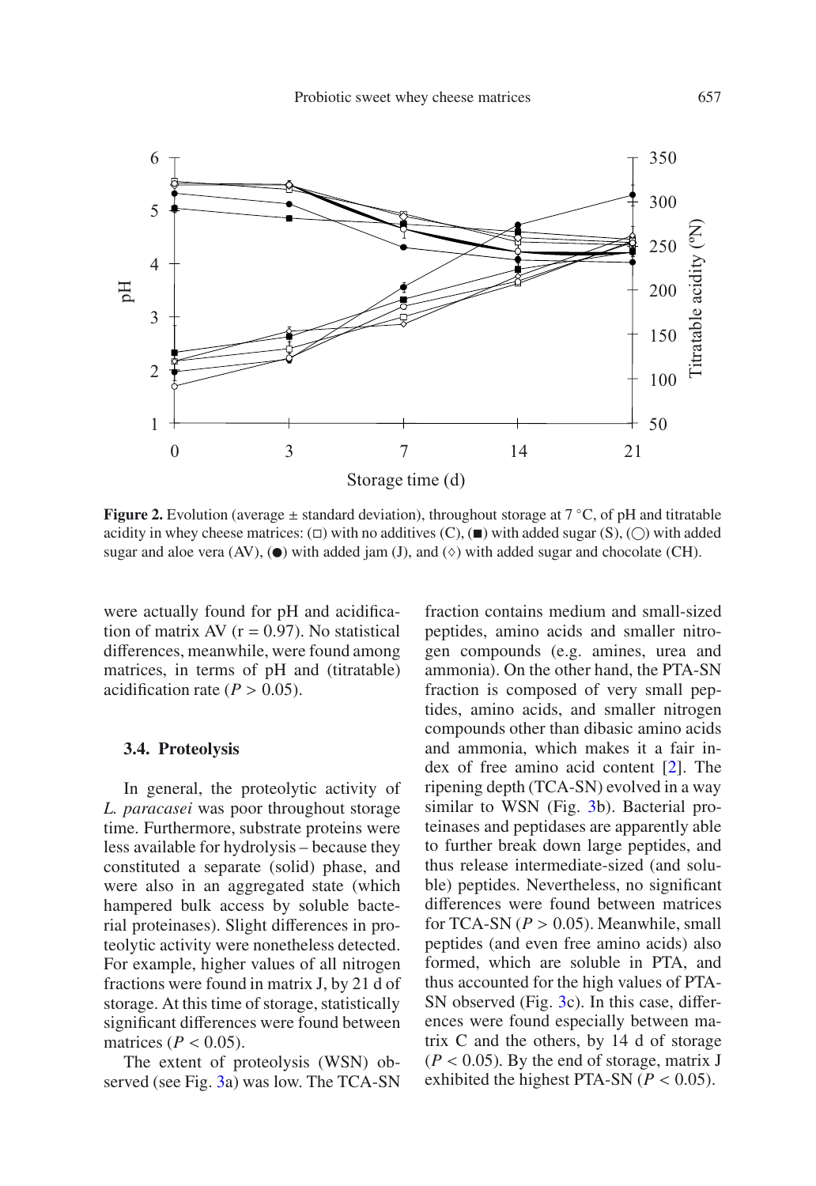**Figure 2.** Evolution (average ± standard deviation), throughout storage at 7 °C, of pH and titratable acidity in whey cheese matrices: (□) with no additives (C), (■) with added sugar (S), (○) with added sugar and aloe vera (AV), (●) with added jam (J), and (◊) with added sugar and chocolate (CH).

were actually found for pH and acidification of matrix AV (r = 0.97). No statistical differences, meanwhile, were found among matrices, in terms of pH and (titratable) acidification rate ($P > 0.05$).

### 3.4. Proteolysis

In general, the proteolytic activity of *L. paracasei* was poor throughout storage time. Furthermore, substrate proteins were less available for hydrolysis – because they constituted a separate (solid) phase, and were also in an aggregated state (which hampered bulk access by soluble bacterial proteinases). Slight differences in proteolytic activity were nonetheless detected. For example, higher values of all nitrogen fractions were found in matrix J, by 21 d of storage. At this time of storage, statistically significant differences were found between matrices ($P < 0.05$).

The extent of proteolysis (WSN) observed (see Fig. 3a) was low. The TCA-SN fraction contains medium and small-sized peptides, amino acids and smaller nitrogen compounds (e.g. amines, urea and ammonia). On the other hand, the PTA-SN fraction is composed of very small peptides, amino acids, and smaller nitrogen compounds other than dibasic amino acids and ammonia, which makes it a fair index of free amino acid content [2]. The ripening depth (TCA-SN) evolved in a way similar to WSN (Fig. 3b). Bacterial proteinases and peptidases are apparently able to further break down large peptides, and thus release intermediate-sized (and soluble) peptides. Nevertheless, no significant differences were found between matrices for TCA-SN ($P > 0.05$). Meanwhile, small peptides (and even free amino acids) also formed, which are soluble in PTA, and thus accounted for the high values of PTA-SN observed (Fig. 3c). In this case, differences were found especially between matrix C and the others, by 14 d of storage ($P < 0.05$). By the end of storage, matrix J exhibited the highest PTA-SN ($P < 0.05$).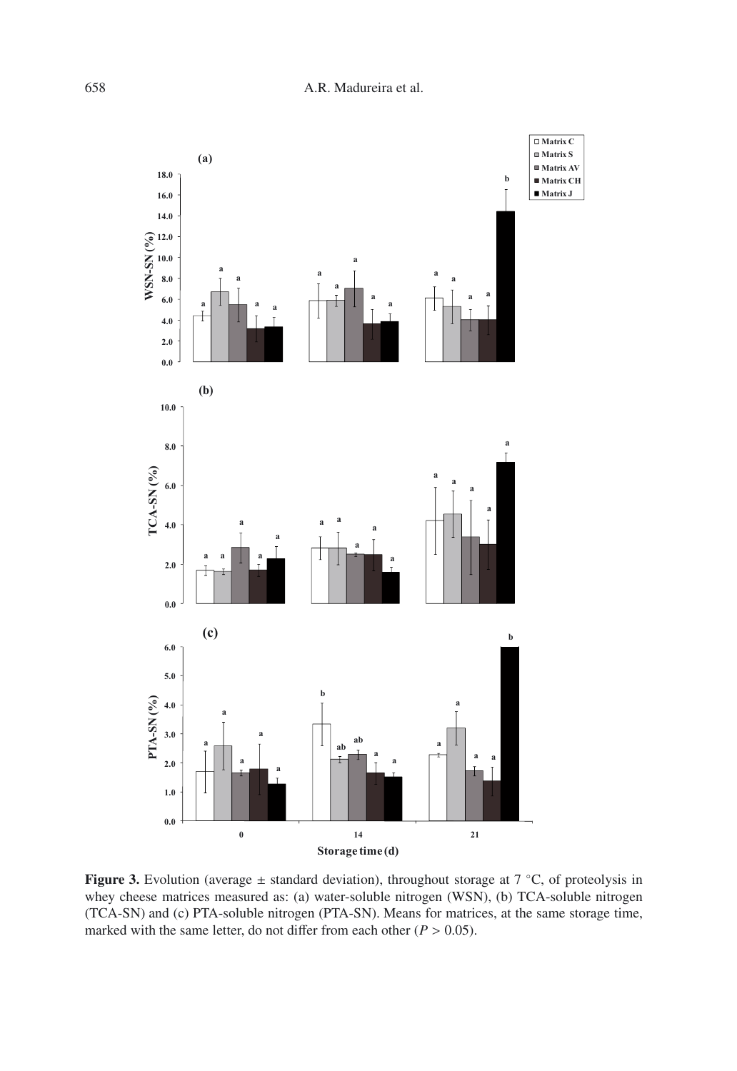**Figure 3.** Evolution (average ± standard deviation), throughout storage at 7 °C, of proteolysis in whey cheese matrices measured as: (a) water-soluble nitrogen (WSN), (b) TCA-soluble nitrogen (TCA-SN) and (c) PTA-soluble nitrogen (PTA-SN). Means for matrices, at the same storage time, marked with the same letter, do not differ from each other ($P > 0.05$).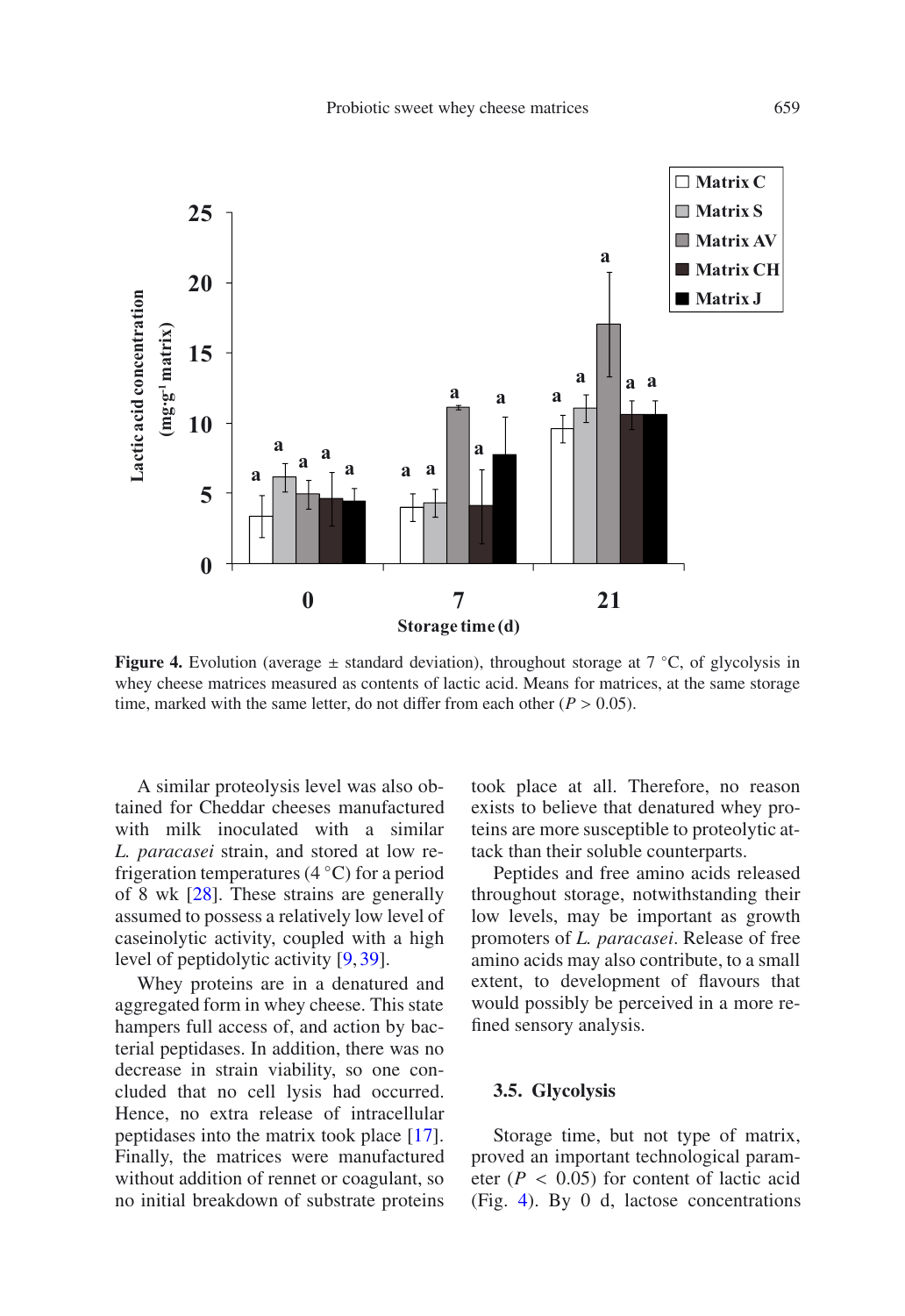**Figure 4.** Evolution (average ± standard deviation), throughout storage at 7 °C, of glycolysis in whey cheese matrices measured as contents of lactic acid. Means for matrices, at the same storage time, marked with the same letter, do not differ from each other ($P > 0.05$).

A similar proteolysis level was also obtained for Cheddar cheeses manufactured with milk inoculated with a similar *L. paracasei* strain, and stored at low refrigeration temperatures (4 °C) for a period of 8 wk [28]. These strains are generally assumed to possess a relatively low level of caseinolytic activity, coupled with a high level of peptidolytic activity [9, 39].

Whey proteins are in a denatured and aggregated form in whey cheese. This state hampers full access of, and action by bacterial peptidases. In addition, there was no decrease in strain viability, so one concluded that no cell lysis had occurred. Hence, no extra release of intracellular peptidases into the matrix took place [17]. Finally, the matrices were manufactured without addition of rennet or coagulant, so no initial breakdown of substrate proteins took place at all. Therefore, no reason exists to believe that denatured whey proteins are more susceptible to proteolytic attack than their soluble counterparts.

Peptides and free amino acids released throughout storage, notwithstanding their low levels, may be important as growth promoters of *L. paracasei*. Release of free amino acids may also contribute, to a small extent, to development of flavours that would possibly be perceived in a more refined sensory analysis.

### 3.5. Glycolysis

Storage time, but not type of matrix, proved an important technological parameter ($P < 0.05$) for content of lactic acid (Fig. 4). By 0 d, lactose concentrations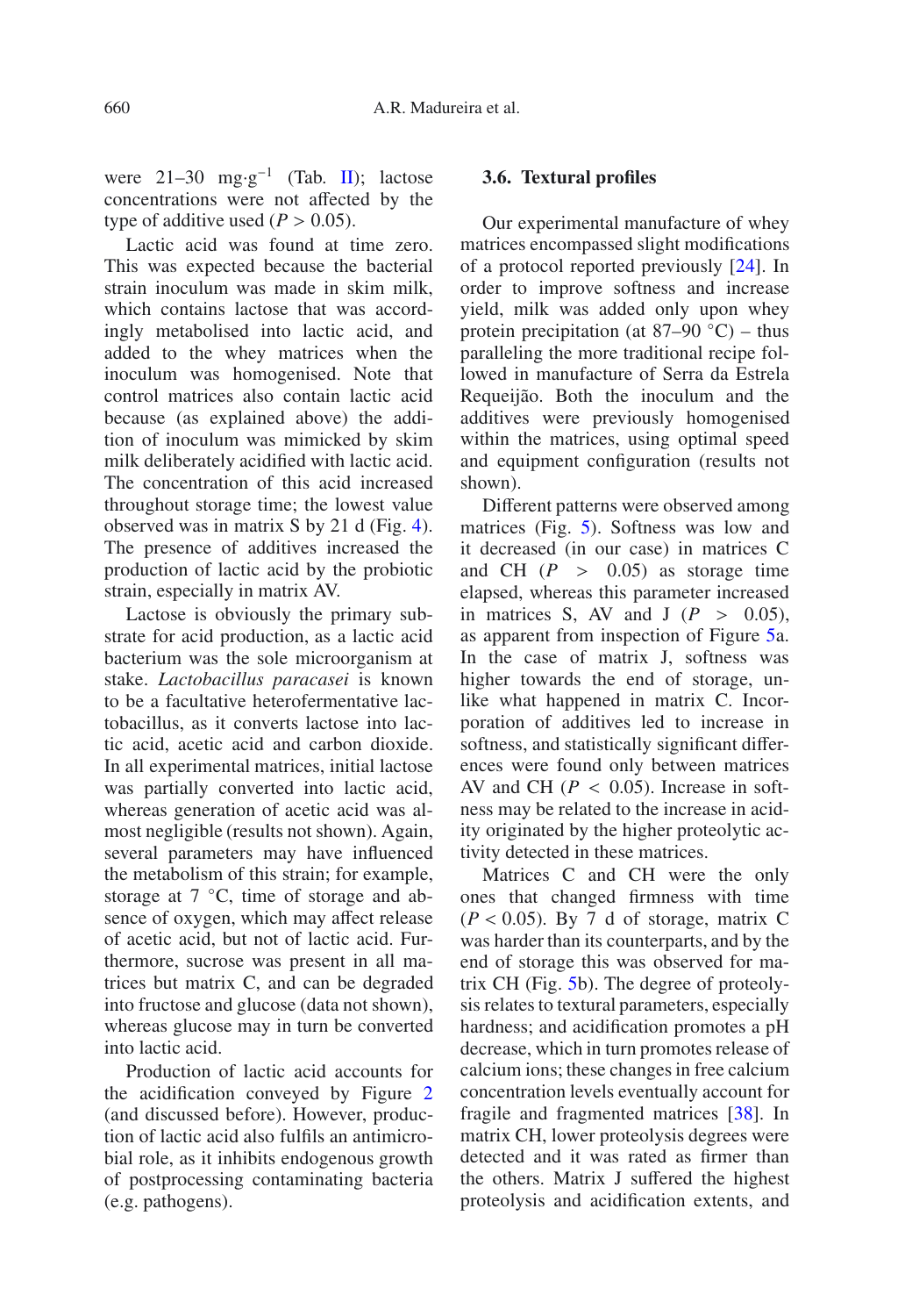were 21–30 mg·g$^{-1}$ (Tab. II); lactose concentrations were not affected by the type of additive used ($P > 0.05$).

Lactic acid was found at time zero. This was expected because the bacterial strain inoculum was made in skim milk, which contains lactose that was accordingly metabolised into lactic acid, and added to the whey matrices when the inoculum was homogenised. Note that control matrices also contain lactic acid because (as explained above) the addition of inoculum was mimicked by skim milk deliberately acidified with lactic acid. The concentration of this acid increased throughout storage time; the lowest value observed was in matrix S by 21 d (Fig. 4). The presence of additives increased the production of lactic acid by the probiotic strain, especially in matrix AV.

Lactose is obviously the primary substrate for acid production, as a lactic acid bacterium was the sole microorganism at stake. *Lactobacillus paracasei* is known to be a facultative heterofermentative lactobacillus, as it converts lactose into lactic acid, acetic acid and carbon dioxide. In all experimental matrices, initial lactose was partially converted into lactic acid, whereas generation of acetic acid was almost negligible (results not shown). Again, several parameters may have influenced the metabolism of this strain; for example, storage at 7 °C, time of storage and absence of oxygen, which may affect release of acetic acid, but not of lactic acid. Furthermore, sucrose was present in all matrices but matrix C, and can be degraded into fructose and glucose (data not shown), whereas glucose may in turn be converted into lactic acid.

Production of lactic acid accounts for the acidification conveyed by Figure 2 (and discussed before). However, production of lactic acid also fulfils an antimicrobial role, as it inhibits endogenous growth of postprocessing contaminating bacteria (e.g. pathogens).

### 3.6. Textural profiles

Our experimental manufacture of whey matrices encompassed slight modifications of a protocol reported previously [24]. In order to improve softness and increase yield, milk was added only upon whey protein precipitation (at 87–90 °C) – thus paralleling the more traditional recipe followed in manufacture of Serra da Estrela Requeijão. Both the inoculum and the additives were previously homogenised within the matrices, using optimal speed and equipment configuration (results not shown).

Different patterns were observed among matrices (Fig. 5). Softness was low and it decreased (in our case) in matrices C and CH ($P > 0.05$) as storage time elapsed, whereas this parameter increased in matrices S, AV and J ($P > 0.05$), as apparent from inspection of Figure 5a. In the case of matrix J, softness was higher towards the end of storage, unlike what happened in matrix C. Incorporation of additives led to increase in softness, and statistically significant differences were found only between matrices AV and CH ($P < 0.05$). Increase in softness may be related to the increase in acidity originated by the higher proteolytic activity detected in these matrices.

Matrices C and CH were the only ones that changed firmness with time ($P < 0.05$). By 7 d of storage, matrix C was harder than its counterparts, and by the end of storage this was observed for matrix CH (Fig. 5b). The degree of proteolysis relates to textural parameters, especially hardness; and acidification promotes a pH decrease, which in turn promotes release of calcium ions; these changes in free calcium concentration levels eventually account for fragile and fragmented matrices [38]. In matrix CH, lower proteolysis degrees were detected and it was rated as firmer than the others. Matrix J suffered the highest proteolysis and acidification extents, and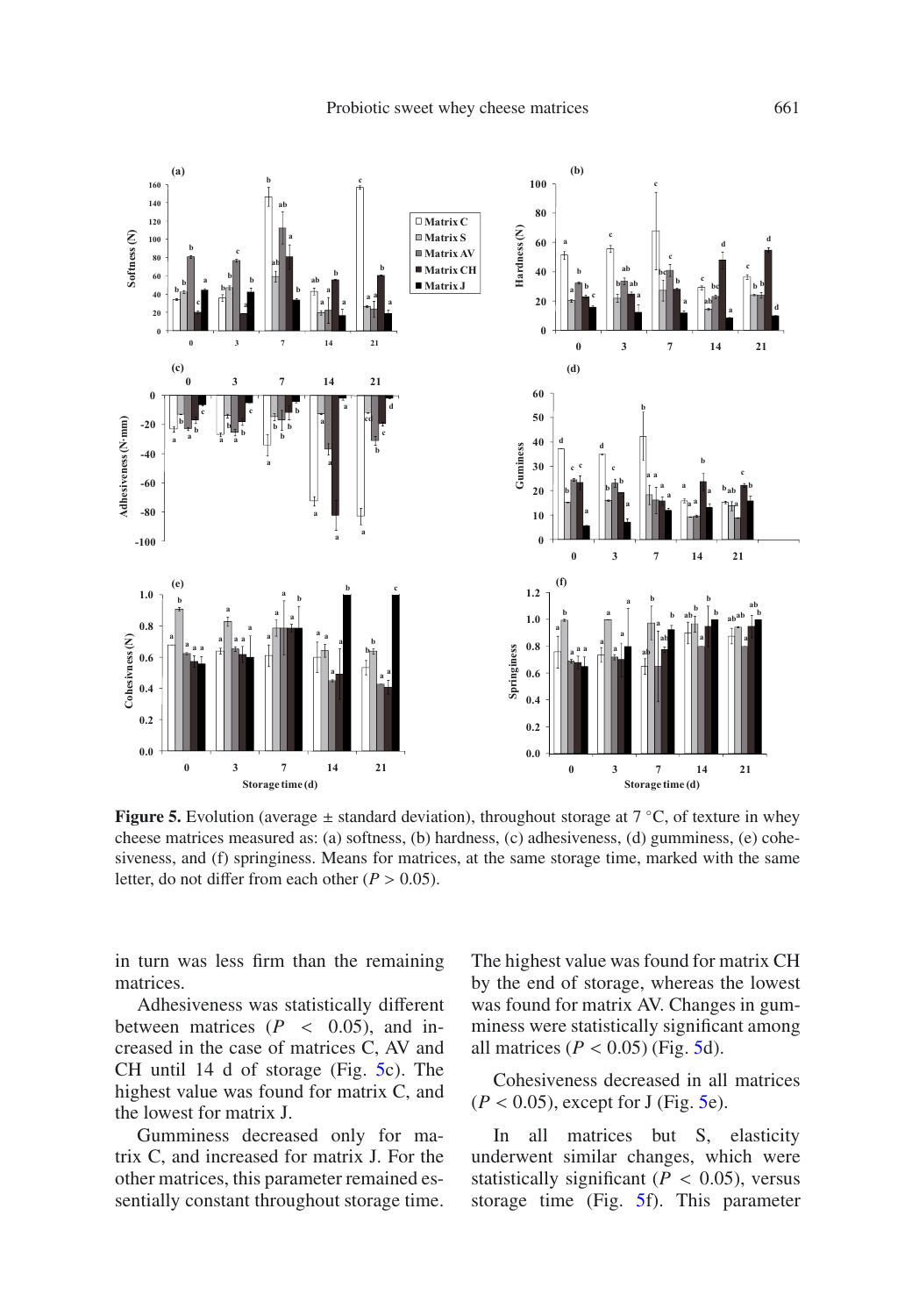**Figure 5.** Evolution (average ± standard deviation), throughout storage at 7 °C, of texture in whey cheese matrices measured as: (a) softness, (b) hardness, (c) adhesiveness, (d) gumminess, (e) cohesiveness, and (f) springiness. Means for matrices, at the same storage time, marked with the same letter, do not differ from each other ($P > 0.05$).

in turn was less firm than the remaining matrices.

Adhesiveness was statistically different between matrices ($P < 0.05$), and increased in the case of matrices C, AV and CH until 14 d of storage (Fig. 5c). The highest value was found for matrix C, and the lowest for matrix J.

Gumminess decreased only for matrix C, and increased for matrix J. For the other matrices, this parameter remained essentially constant throughout storage time. The highest value was found for matrix CH by the end of storage, whereas the lowest was found for matrix AV. Changes in gumminess were statistically significant among all matrices ($P < 0.05$) (Fig. 5d).

Cohesiveness decreased in all matrices ($P < 0.05$), except for J (Fig. 5e).

In all matrices but S, elasticity underwent similar changes, which were statistically significant ($P < 0.05$), versus storage time (Fig. 5f). This parameter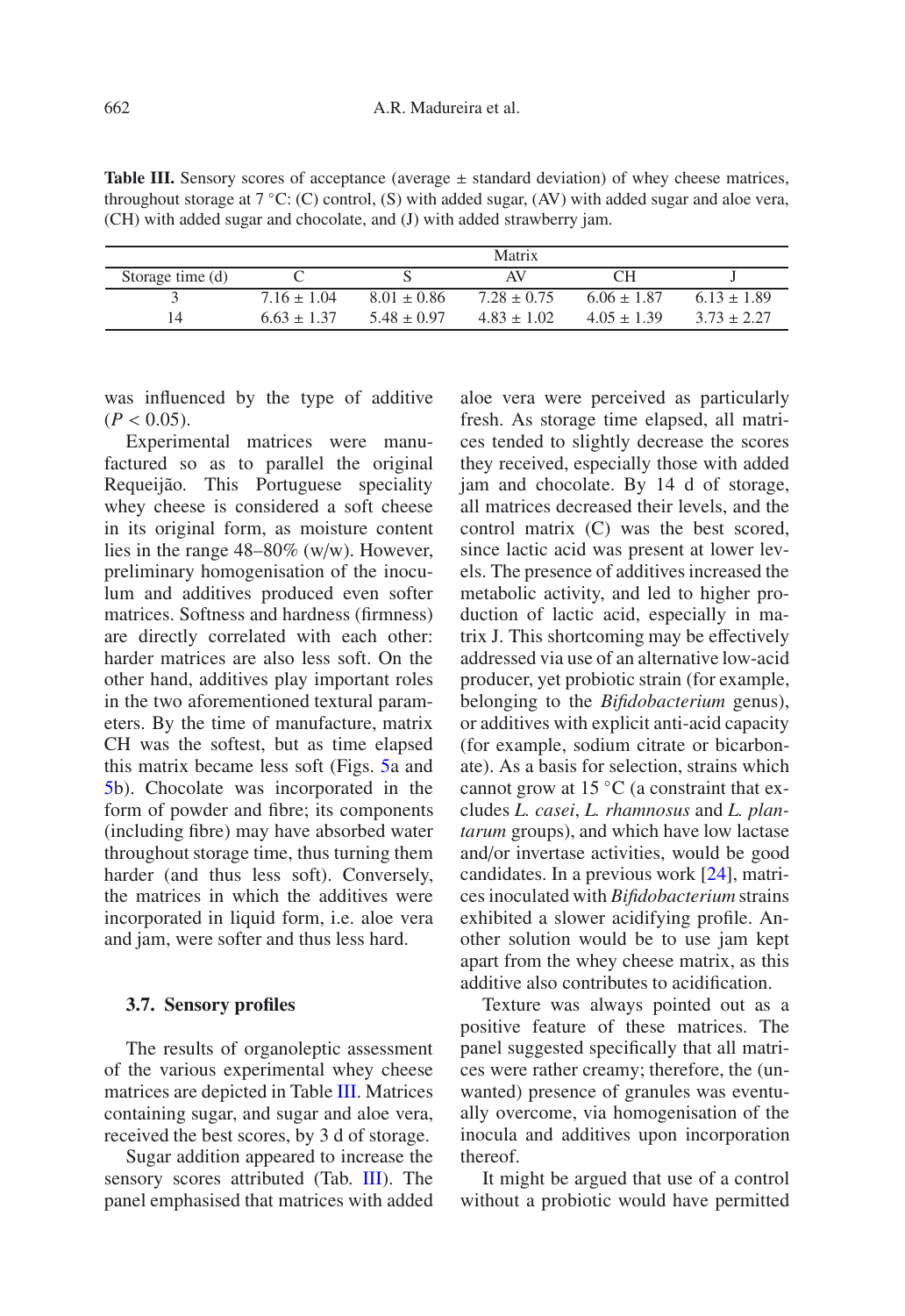**Table III.** Sensory scores of acceptance (average ± standard deviation) of whey cheese matrices, throughout storage at 7 °C: (C) control, (S) with added sugar, (AV) with added sugar and aloe vera, (CH) with added sugar and chocolate, and (J) with added strawberry jam.

| | Matrix | | | | |
|---|---|---|---|---|---|
| Storage time (d) | C | S | AV | CH | J |
| 3 | 7.16 ± 1.04 | 8.01 ± 0.86 | 7.28 ± 0.75 | 6.06 ± 1.87 | 6.13 ± 1.89 |
| 14 | 6.63 ± 1.37 | 5.48 ± 0.97 | 4.83 ± 1.02 | 4.05 ± 1.39 | 3.73 ± 2.27 |

was influenced by the type of additive ($P < 0.05$).

Experimental matrices were manufactured so as to parallel the original Requeijão. This Portuguese speciality whey cheese is considered a soft cheese in its original form, as moisture content lies in the range 48–80% (w/w). However, preliminary homogenisation of the inoculum and additives produced even softer matrices. Softness and hardness (firmness) are directly correlated with each other: harder matrices are also less soft. On the other hand, additives play important roles in the two aforementioned textural parameters. By the time of manufacture, matrix CH was the softest, but as time elapsed this matrix became less soft (Figs. 5a and 5b). Chocolate was incorporated in the form of powder and fibre; its components (including fibre) may have absorbed water throughout storage time, thus turning them harder (and thus less soft). Conversely, the matrices in which the additives were incorporated in liquid form, i.e. aloe vera and jam, were softer and thus less hard.

### 3.7. Sensory profiles

The results of organoleptic assessment of the various experimental whey cheese matrices are depicted in Table III. Matrices containing sugar, and sugar and aloe vera, received the best scores, by 3 d of storage.

Sugar addition appeared to increase the sensory scores attributed (Tab. III). The panel emphasised that matrices with added aloe vera were perceived as particularly fresh. As storage time elapsed, all matrices tended to slightly decrease the scores they received, especially those with added jam and chocolate. By 14 d of storage, all matrices decreased their levels, and the control matrix (C) was the best scored, since lactic acid was present at lower levels. The presence of additives increased the metabolic activity, and led to higher production of lactic acid, especially in matrix J. This shortcoming may be effectively addressed via use of an alternative low-acid producer, yet probiotic strain (for example, belonging to the *Bifidobacterium* genus), or additives with explicit anti-acid capacity (for example, sodium citrate or bicarbonate). As a basis for selection, strains which cannot grow at 15 °C (a constraint that excludes *L. casei*, *L. rhamnosus* and *L. plantarum* groups), and which have low lactase and/or invertase activities, would be good candidates. In a previous work [24], matrices inoculated with *Bifidobacterium* strains exhibited a slower acidifying profile. Another solution would be to use jam kept apart from the whey cheese matrix, as this additive also contributes to acidification.

Texture was always pointed out as a positive feature of these matrices. The panel suggested specifically that all matrices were rather creamy; therefore, the (unwanted) presence of granules was eventually overcome, via homogenisation of the inocula and additives upon incorporation thereof.

It might be argued that use of a control without a probiotic would have permitted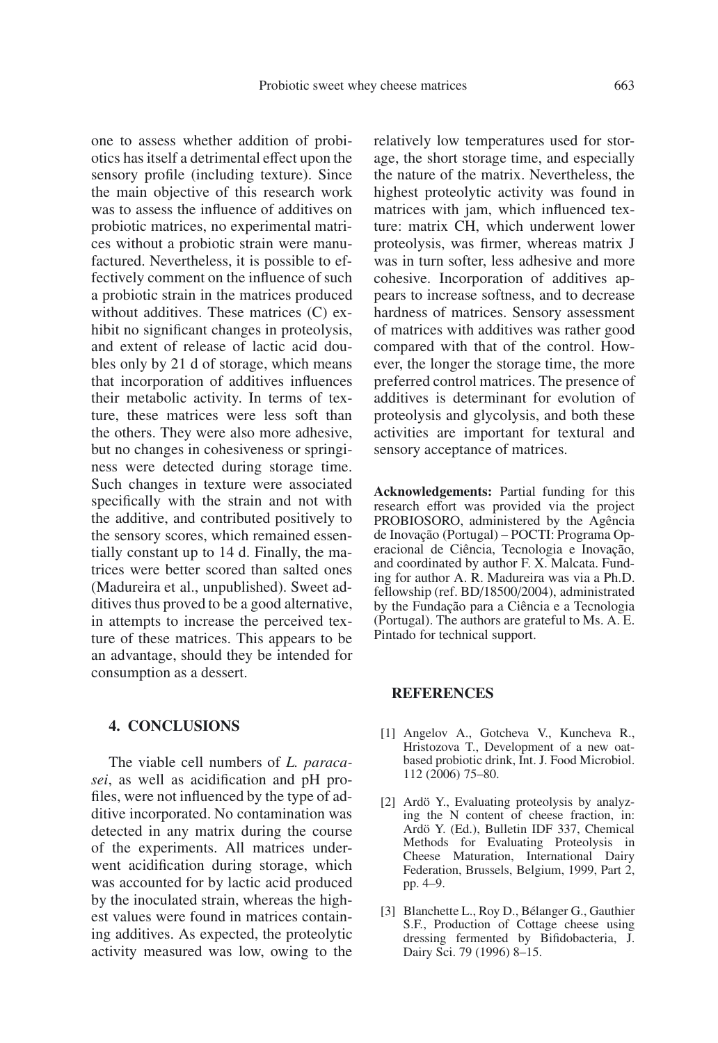one to assess whether addition of probiotics has itself a detrimental effect upon the sensory profile (including texture). Since the main objective of this research work was to assess the influence of additives on probiotic matrices, no experimental matrices without a probiotic strain were manufactured. Nevertheless, it is possible to effectively comment on the influence of such a probiotic strain in the matrices produced without additives. These matrices (C) exhibit no significant changes in proteolysis, and extent of release of lactic acid doubles only by 21 d of storage, which means that incorporation of additives influences their metabolic activity. In terms of texture, these matrices were less soft than the others. They were also more adhesive, but no changes in cohesiveness or springiness were detected during storage time. Such changes in texture were associated specifically with the strain and not with the additive, and contributed positively to the sensory scores, which remained essentially constant up to 14 d. Finally, the matrices were better scored than salted ones (Madureira et al., unpublished). Sweet additives thus proved to be a good alternative, in attempts to increase the perceived texture of these matrices. This appears to be an advantage, should they be intended for consumption as a dessert.

## 4. CONCLUSIONS

The viable cell numbers of *L. paracasei*, as well as acidification and pH profiles, were not influenced by the type of additive incorporated. No contamination was detected in any matrix during the course of the experiments. All matrices underwent acidification during storage, which was accounted for by lactic acid produced by the inoculated strain, whereas the highest values were found in matrices containing additives. As expected, the proteolytic activity measured was low, owing to the relatively low temperatures used for storage, the short storage time, and especially the nature of the matrix. Nevertheless, the highest proteolytic activity was found in matrices with jam, which influenced texture: matrix CH, which underwent lower proteolysis, was firmer, whereas matrix J was in turn softer, less adhesive and more cohesive. Incorporation of additives appears to increase softness, and to decrease hardness of matrices. Sensory assessment of matrices with additives was rather good compared with that of the control. However, the longer the storage time, the more preferred control matrices. The presence of additives is determinant for evolution of proteolysis and glycolysis, and both these activities are important for textural and sensory acceptance of matrices.

**Acknowledgements:** Partial funding for this research effort was provided via the project PROBIOSORO, administered by the Agência de Inovação (Portugal) – POCTI: Programa Operacional de Ciência, Tecnologia e Inovação, and coordinated by author F. X. Malcata. Funding for author A. R. Madureira was via a Ph.D. fellowship (ref. BD/18500/2004), administrated by the Fundação para a Ciência e a Tecnologia (Portugal). The authors are grateful to Ms. A. E. Pintado for technical support.

## REFERENCES

[1] Angelov A., Gotcheva V., Kuncheva R., Hristozova T., Development of a new oat-based probiotic drink, Int. J. Food Microbiol. 112 (2006) 75–80.

[2] Ardö Y., Evaluating proteolysis by analyzing the N content of cheese fraction, in: Ardö Y. (Ed.), Bulletin IDF 337, Chemical Methods for Evaluating Proteolysis in Cheese Maturation, International Dairy Federation, Brussels, Belgium, 1999, Part 2, pp. 4–9.

[3] Blanchette L., Roy D., Bélanger G., Gauthier S.F., Production of Cottage cheese using dressing fermented by Bifidobacteria, J. Dairy Sci. 79 (1996) 8–15.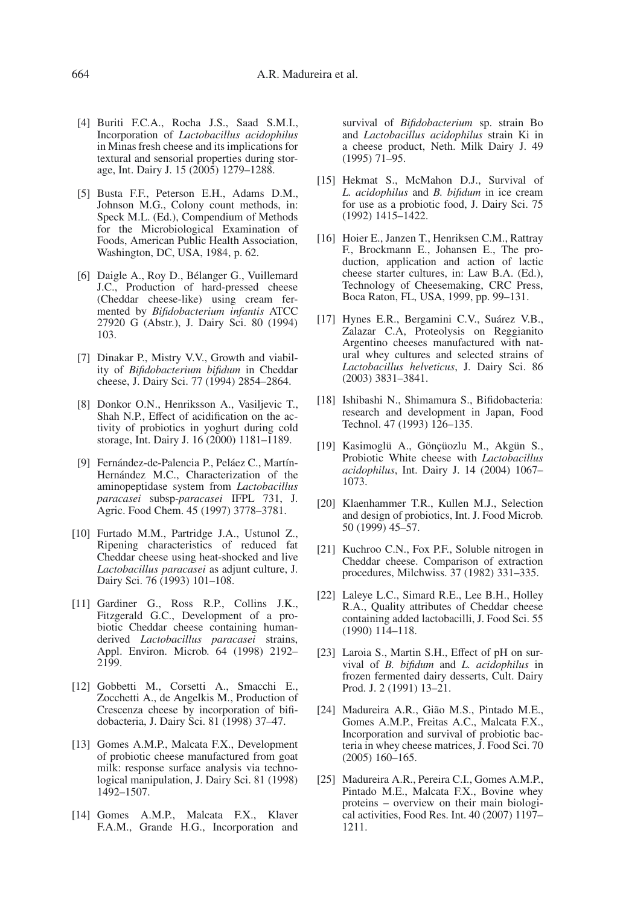[4] Buriti F.C.A., Rocha J.S., Saad S.M.I., Incorporation of *Lactobacillus acidophilus* in Minas fresh cheese and its implications for textural and sensorial properties during storage, Int. Dairy J. 15 (2005) 1279–1288.

[5] Busta F.F., Peterson E.H., Adams D.M., Johnson M.G., Colony count methods, in: Speck M.L. (Ed.), Compendium of Methods for the Microbiological Examination of Foods, American Public Health Association, Washington, DC, USA, 1984, p. 62.

[6] Daigle A., Roy D., Bélanger G., Vuillemard J.C., Production of hard-pressed cheese (Cheddar cheese-like) using cream fermented by *Bifidobacterium infantis* ATCC 27920 G (Abstr.), J. Dairy Sci. 80 (1994) 103.

[7] Dinakar P., Mistry V.V., Growth and viability of *Bifidobacterium bifidum* in Cheddar cheese, J. Dairy Sci. 77 (1994) 2854–2864.

[8] Donkor O.N., Henriksson A., Vasiljevic T., Shah N.P., Effect of acidification on the activity of probiotics in yoghurt during cold storage, Int. Dairy J. 16 (2000) 1181–1189.

[9] Fernández-de-Palencia P., Peláez C., Martín-Hernández M.C., Characterization of the aminopeptidase system from *Lactobacillus paracasei* subsp-*paracasei* IFPL 731, J. Agric. Food Chem. 45 (1997) 3778–3781.

[10] Furtado M.M., Partridge J.A., Ustunol Z., Ripening characteristics of reduced fat Cheddar cheese using heat-shocked and live *Lactobacillus paracasei* as adjunt culture, J. Dairy Sci. 76 (1993) 101–108.

[11] Gardiner G., Ross R.P., Collins J.K., Fitzgerald G.C., Development of a probiotic Cheddar cheese containing human-derived *Lactobacillus paracasei* strains, Appl. Environ. Microb. 64 (1998) 2192–2199.

[12] Gobbetti M., Corsetti A., Smacchi E., Zocchetti A., de Angelkis M., Production of Crescenza cheese by incorporation of bifidobacteria, J. Dairy Sci. 81 (1998) 37–47.

[13] Gomes A.M.P., Malcata F.X., Development of probiotic cheese manufactured from goat milk: response surface analysis via technological manipulation, J. Dairy Sci. 81 (1998) 1492–1507.

[14] Gomes A.M.P., Malcata F.X., Klaver F.A.M., Grande H.G., Incorporation and survival of *Bifidobacterium* sp. strain Bo and *Lactobacillus acidophilus* strain Ki in a cheese product, Neth. Milk Dairy J. 49 (1995) 71–95.

[15] Hekmat S., McMahon D.J., Survival of *L. acidophilus* and *B. bifidum* in ice cream for use as a probiotic food, J. Dairy Sci. 75 (1992) 1415–1422.

[16] Hoier E., Janzen T., Henriksen C.M., Rattray F., Brockmann E., Johansen E., The production, application and action of lactic cheese starter cultures, in: Law B.A. (Ed.), Technology of Cheesemaking, CRC Press, Boca Raton, FL, USA, 1999, pp. 99–131.

[17] Hynes E.R., Bergamini C.V., Suárez V.B., Zalazar C.A, Proteolysis on Reggianito Argentino cheeses manufactured with natural whey cultures and selected strains of *Lactobacillus helveticus*, J. Dairy Sci. 86 (2003) 3831–3841.

[18] Ishibashi N., Shimamura S., Bifidobacteria: research and development in Japan, Food Technol. 47 (1993) 126–135.

[19] Kasimoglü A., Gönçüozlu M., Akgün S., Probiotic White cheese with *Lactobacillus acidophilus*, Int. Dairy J. 14 (2004) 1067–1073.

[20] Klaenhammer T.R., Kullen M.J., Selection and design of probiotics, Int. J. Food Microb. 50 (1999) 45–57.

[21] Kuchroo C.N., Fox P.F., Soluble nitrogen in Cheddar cheese. Comparison of extraction procedures, Milchwiss. 37 (1982) 331–335.

[22] Laleye L.C., Simard R.E., Lee B.H., Holley R.A., Quality attributes of Cheddar cheese containing added lactobacilli, J. Food Sci. 55 (1990) 114–118.

[23] Laroia S., Martin S.H., Effect of pH on survival of *B. bifidum* and *L. acidophilus* in frozen fermented dairy desserts, Cult. Dairy Prod. J. 2 (1991) 13–21.

[24] Madureira A.R., Gião M.S., Pintado M.E., Gomes A.M.P., Freitas A.C., Malcata F.X., Incorporation and survival of probiotic bacteria in whey cheese matrices, J. Food Sci. 70 (2005) 160–165.

[25] Madureira A.R., Pereira C.I., Gomes A.M.P., Pintado M.E., Malcata F.X., Bovine whey proteins – overview on their main biological activities, Food Res. Int. 40 (2007) 1197–1211.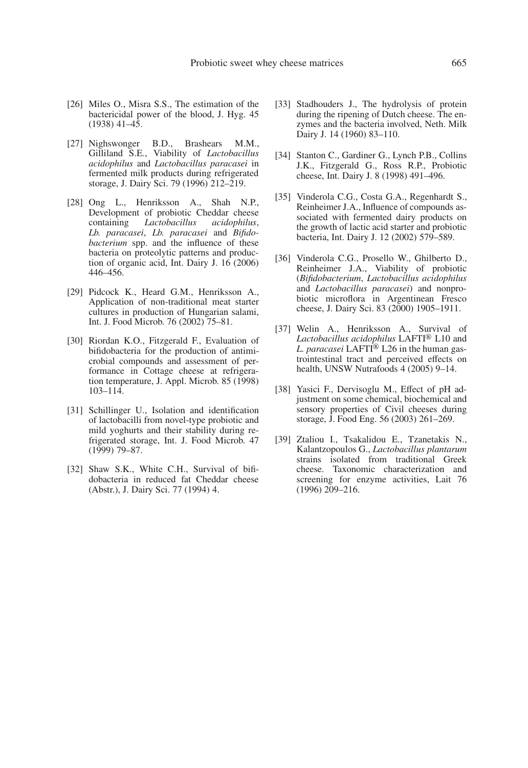[26] Miles O., Misra S.S., The estimation of the bactericidal power of the blood, J. Hyg. 45 (1938) 41–45.

[27] Nighswonger B.D., Brashears M.M., Gilliland S.E., Viability of *Lactobacillus acidophilus* and *Lactobacillus paracasei* in fermented milk products during refrigerated storage, J. Dairy Sci. 79 (1996) 212–219.

[28] Ong L., Henriksson A., Shah N.P., Development of probiotic Cheddar cheese containing *Lactobacillus acidophilus*, *Lb. paracasei*, *Lb. paracasei* and *Bifidobacterium* spp. and the influence of these bacteria on proteolytic patterns and production of organic acid, Int. Dairy J. 16 (2006) 446–456.

[29] Pidcock K., Heard G.M., Henriksson A., Application of non-traditional meat starter cultures in production of Hungarian salami, Int. J. Food Microb. 76 (2002) 75–81.

[30] Riordan K.O., Fitzgerald F., Evaluation of bifidobacteria for the production of antimicrobial compounds and assessment of performance in Cottage cheese at refrigeration temperature, J. Appl. Microb. 85 (1998) 103–114.

[31] Schillinger U., Isolation and identification of lactobacilli from novel-type probiotic and mild yoghurts and their stability during refrigerated storage, Int. J. Food Microb. 47 (1999) 79–87.

[32] Shaw S.K., White C.H., Survival of bifidobacteria in reduced fat Cheddar cheese (Abstr.), J. Dairy Sci. 77 (1994) 4.

[33] Stadhouders J., The hydrolysis of protein during the ripening of Dutch cheese. The enzymes and the bacteria involved, Neth. Milk Dairy J. 14 (1960) 83–110.

[34] Stanton C., Gardiner G., Lynch P.B., Collins J.K., Fitzgerald G., Ross R.P., Probiotic cheese, Int. Dairy J. 8 (1998) 491–496.

[35] Vinderola C.G., Costa G.A., Regenhardt S., Reinheimer J.A., Influence of compounds associated with fermented dairy products on the growth of lactic acid starter and probiotic bacteria, Int. Dairy J. 12 (2002) 579–589.

[36] Vinderola C.G., Prosello W., Ghilberto D., Reinheimer J.A., Viability of probiotic (*Bifidobacterium*, *Lactobacillus acidophilus* and *Lactobacillus paracasei*) and nonprobiotic microflora in Argentinean Fresco cheese, J. Dairy Sci. 83 (2000) 1905–1911.

[37] Welin A., Henriksson A., Survival of *Lactobacillus acidophilus* LAFTI® L10 and *L. paracasei* LAFTI® L26 in the human gastrointestinal tract and perceived effects on health, UNSW Nutrafoods 4 (2005) 9–14.

[38] Yasici F., Dervisoglu M., Effect of pH adjustment on some chemical, biochemical and sensory properties of Civil cheeses during storage, J. Food Eng. 56 (2003) 261–269.

[39] Ztaliou I., Tsakalidou E., Tzanetakis N., Kalantzopoulos G., *Lactobacillus plantarum* strains isolated from traditional Greek cheese. Taxonomic characterization and screening for enzyme activities, Lait 76 (1996) 209–216.